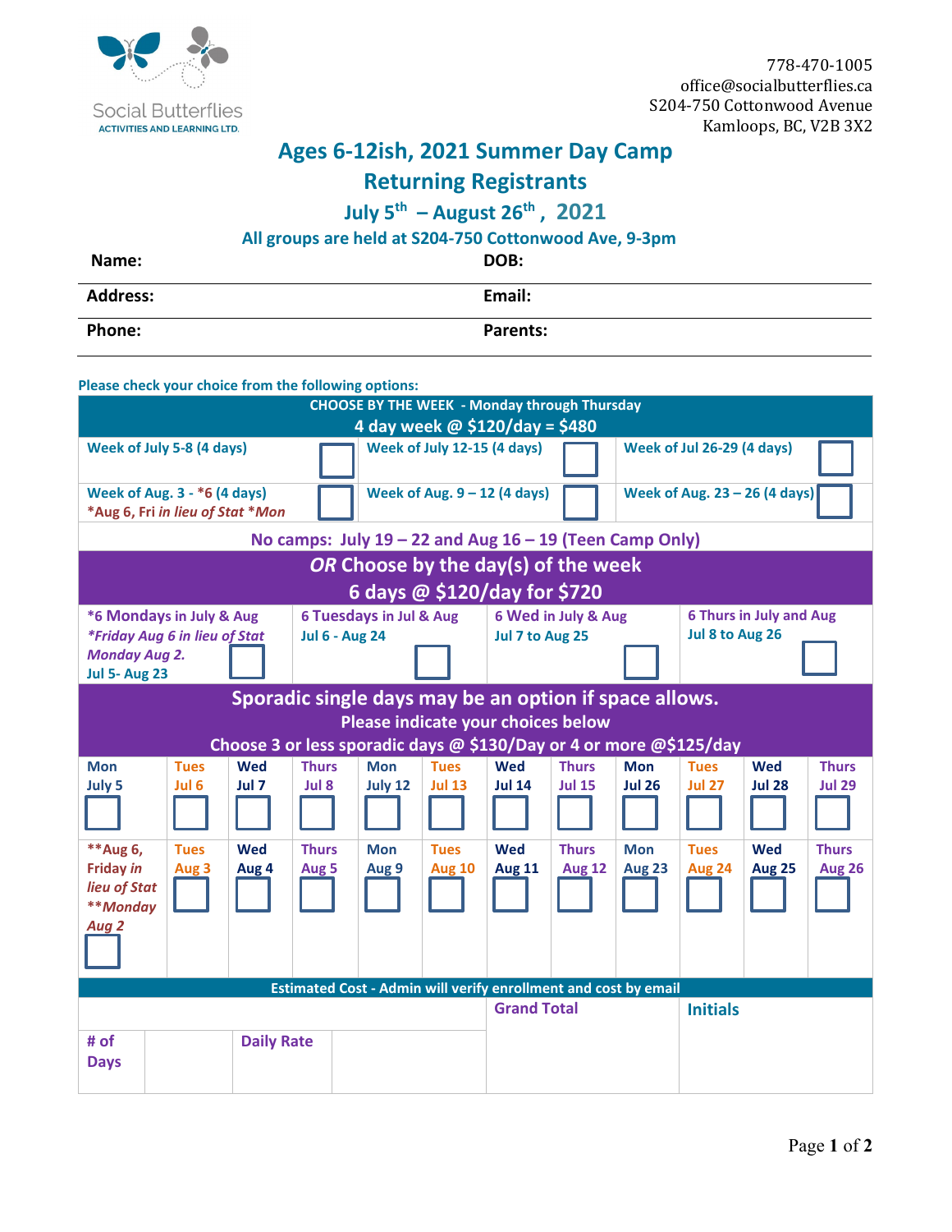Social Butterflies
ACTIVITIES AND LEARNING LTD.

778-470-1005
office@socialbutterflies.ca
S204-750 Cottonwood Avenue
Kamloops, BC, V2B 3X2

# Ages 6-12ish, 2021 Summer Day Camp
## Returning Registrants
### July 5th – August 26th, 2021

All groups are held at S204-750 Cottonwood Ave, 9-3pm

| | |
|---|---|
| **Name:** | **DOB:** |
| **Address:** | **Email:** |
| **Phone:** | **Parents:** |

Please check your choice from the following options:

**CHOOSE BY THE WEEK - Monday through Thursday**
**4 day week @ $120/day = $480**

| | | |
|---|---|---|
| Week of July 5-8 (4 days) ☐ | Week of July 12-15 (4 days) ☐ | Week of Jul 26-29 (4 days) ☐ |
| Week of Aug. 3 - *6 (4 days) *Aug 6, Fri *in lieu of Stat* *Mon ☐ | Week of Aug. 9 – 12 (4 days) ☐ | Week of Aug. 23 – 26 (4 days) ☐ |

No camps: July 19 – 22 and Aug 16 – 19 (Teen Camp Only)

***OR*** **Choose by the day(s) of the week**
**6 days @ $120/day for $720**

| | | | |
|---|---|---|---|
| *6 Mondays in July & Aug *\*Friday Aug 6 in lieu of Stat Monday Aug 2.* Jul 5- Aug 23 ☐ | 6 Tuesdays in Jul & Aug Jul 6 - Aug 24 ☐ | 6 Wed in July & Aug Jul 7 to Aug 25 ☐ | 6 Thurs in July and Aug Jul 8 to Aug 26 ☐ |

**Sporadic single days may be an option if space allows.**
**Please indicate your choices below**
**Choose 3 or less sporadic days @ $130/Day or 4 or more @$125/day**

| Mon July 5 | Tues Jul 6 | Wed Jul 7 | Thurs Jul 8 | Mon July 12 | Tues Jul 13 | Wed Jul 14 | Thurs Jul 15 | Mon Jul 26 | Tues Jul 27 | Wed Jul 28 | Thurs Jul 29 |
|---|---|---|---|---|---|---|---|---|---|---|---|
| ☐ | ☐ | ☐ | ☐ | ☐ | ☐ | ☐ | ☐ | ☐ | ☐ | ☐ | ☐ |
| **Aug 6, *Friday in lieu of Stat **Monday Aug 2* ☐ | Tues Aug 3 ☐ | Wed Aug 4 ☐ | Thurs Aug 5 ☐ | Mon Aug 9 ☐ | Tues Aug 10 ☐ | Wed Aug 11 ☐ | Thurs Aug 12 ☐ | Mon Aug 23 ☐ | Tues Aug 24 ☐ | Wed Aug 25 ☐ | Thurs Aug 26 ☐ |

**Estimated Cost - Admin will verify enrollment and cost by email**

| # of Days | | Daily Rate | | Grand Total | Initials |
|---|---|---|---|---|---|
| | | | | | |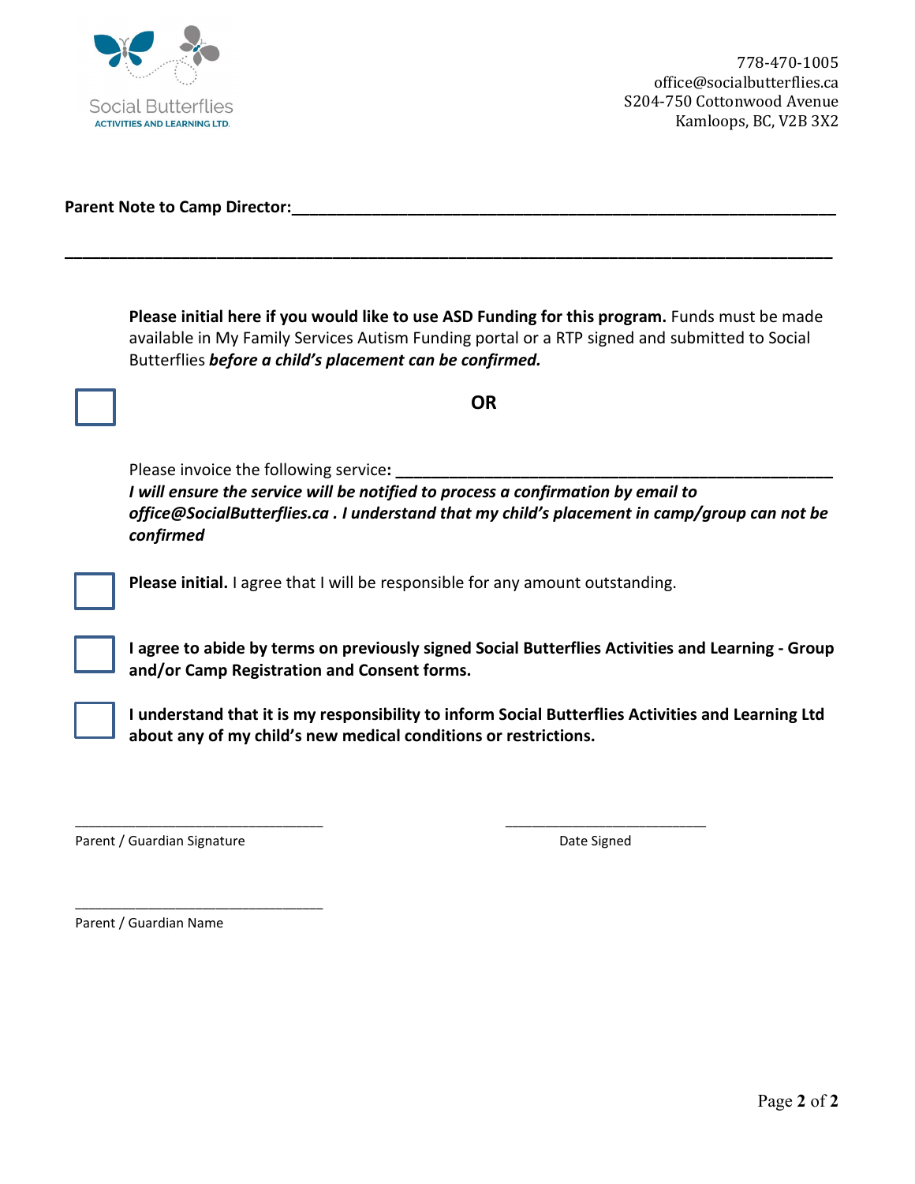Social Butterflies
ACTIVITIES AND LEARNING LTD.

778-470-1005
office@socialbutterflies.ca
S204-750 Cottonwood Avenue
Kamloops, BC, V2B 3X2

**Parent Note to Camp Director:**___________________________________________________________

___________________________________________________________________________________

☐ **Please initial here if you would like to use ASD Funding for this program.** Funds must be made available in My Family Services Autism Funding portal or a RTP signed and submitted to Social Butterflies ***before a child's placement can be confirmed.***

**OR**

Please invoice the following service**:** _____________________________________________
***I will ensure the service will be notified to process a confirmation by email to office@SocialButterflies.ca . I understand that my child's placement in camp/group can not be confirmed***

☐ **Please initial.** I agree that I will be responsible for any amount outstanding.

☐ **I agree to abide by terms on previously signed Social Butterflies Activities and Learning - Group and/or Camp Registration and Consent forms.**

☐ **I understand that it is my responsibility to inform Social Butterflies Activities and Learning Ltd about any of my child's new medical conditions or restrictions.**

_______________________________ &nbsp;&nbsp;&nbsp;&nbsp;&nbsp;&nbsp;&nbsp;&nbsp; _________________________
Parent / Guardian Signature &nbsp;&nbsp;&nbsp;&nbsp;&nbsp;&nbsp;&nbsp;&nbsp; Date Signed

_______________________________
Parent / Guardian Name